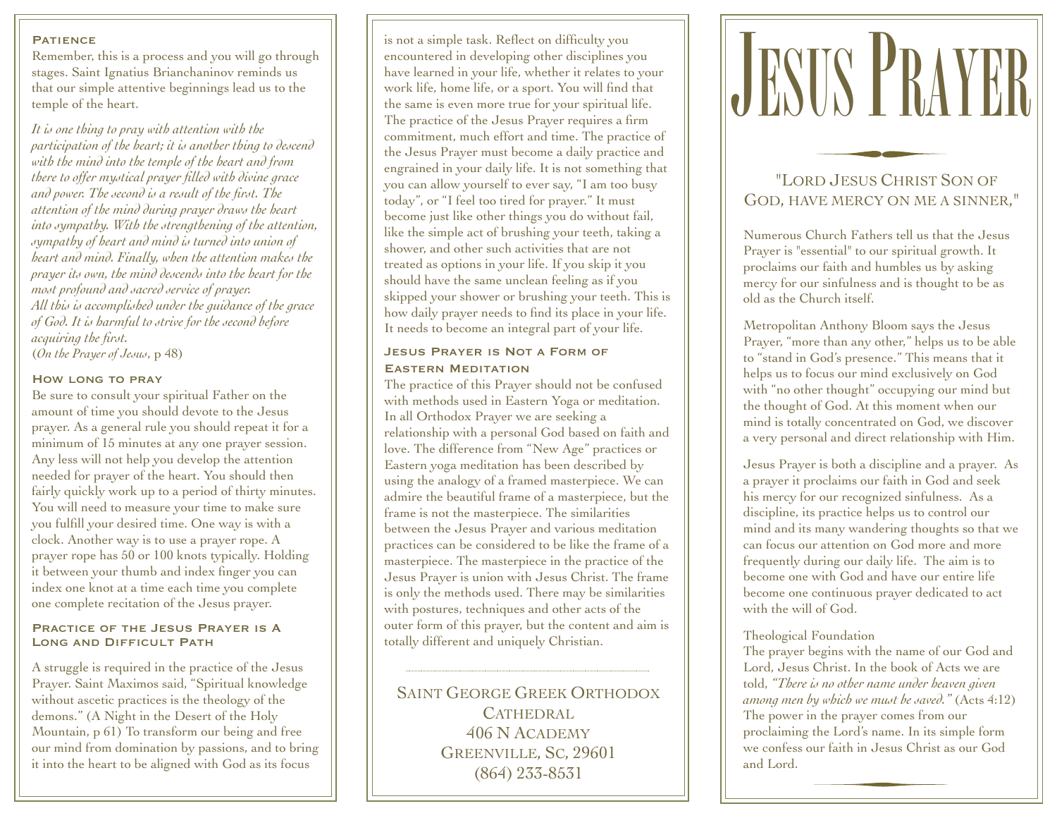### Patience

Remember, this is a process and you will go through stages. Saint Ignatius Brianchaninov reminds us that our simple attentive beginnings lead us to the temple of the heart.

*It is one thing to pray with attention with the participation of the heart; it is another thing to descend with the mind into the temple of the heart and from there to offer mystical prayer filled with divine grace and power. The second is a result of the first. The attention of the mind during prayer draws the heart into sympathy. With the strengthening of the attention, sympathy of heart and mind is turned into union of heart and mind. Finally, when the attention makes the prayer its own, the mind descends into the heart for the most profound and sacred service of prayer.*
*All this is accomplished under the guidance of the grace of God. It is harmful to strive for the second before acquiring the first.*
(*On the Prayer of Jesus*, p 48)

### How long to pray

Be sure to consult your spiritual Father on the amount of time you should devote to the Jesus prayer. As a general rule you should repeat it for a minimum of 15 minutes at any one prayer session. Any less will not help you develop the attention needed for prayer of the heart. You should then fairly quickly work up to a period of thirty minutes. You will need to measure your time to make sure you fulfill your desired time. One way is with a clock. Another way is to use a prayer rope. A prayer rope has 50 or 100 knots typically. Holding it between your thumb and index finger you can index one knot at a time each time you complete one complete recitation of the Jesus prayer.

### Practice of the Jesus Prayer is A Long and Difficult Path

A struggle is required in the practice of the Jesus Prayer. Saint Maximos said, "Spiritual knowledge without ascetic practices is the theology of the demons." (A Night in the Desert of the Holy Mountain, p 61) To transform our being and free our mind from domination by passions, and to bring it into the heart to be aligned with God as its focus is not a simple task. Reflect on difficulty you encountered in developing other disciplines you have learned in your life, whether it relates to your work life, home life, or a sport. You will find that the same is even more true for your spiritual life. The practice of the Jesus Prayer requires a firm commitment, much effort and time. The practice of the Jesus Prayer must become a daily practice and engrained in your daily life. It is not something that you can allow yourself to ever say, "I am too busy today", or "I feel too tired for prayer." It must become just like other things you do without fail, like the simple act of brushing your teeth, taking a shower, and other such activities that are not treated as options in your life. If you skip it you should have the same unclean feeling as if you skipped your shower or brushing your teeth. This is how daily prayer needs to find its place in your life. It needs to become an integral part of your life.

### Jesus Prayer is Not a Form of Eastern Meditation

The practice of this Prayer should not be confused with methods used in Eastern Yoga or meditation. In all Orthodox Prayer we are seeking a relationship with a personal God based on faith and love. The difference from "New Age" practices or Eastern yoga meditation has been described by using the analogy of a framed masterpiece. We can admire the beautiful frame of a masterpiece, but the frame is not the masterpiece. The similarities between the Jesus Prayer and various meditation practices can be considered to be like the frame of a masterpiece. The masterpiece in the practice of the Jesus Prayer is union with Jesus Christ. The frame is only the methods used. There may be similarities with postures, techniques and other acts of the outer form of this prayer, but the content and aim is totally different and uniquely Christian.

---

Saint George Greek Orthodox Cathedral
406 N Academy
Greenville, Sc, 29601
(864) 233-8531

# Jesus Prayer

"Lord Jesus Christ Son of God, have mercy on me a sinner,"

Numerous Church Fathers tell us that the Jesus Prayer is "essential" to our spiritual growth. It proclaims our faith and humbles us by asking mercy for our sinfulness and is thought to be as old as the Church itself.

Metropolitan Anthony Bloom says the Jesus Prayer, "more than any other," helps us to be able to "stand in God's presence." This means that it helps us to focus our mind exclusively on God with "no other thought" occupying our mind but the thought of God. At this moment when our mind is totally concentrated on God, we discover a very personal and direct relationship with Him.

Jesus Prayer is both a discipline and a prayer. As a prayer it proclaims our faith in God and seek his mercy for our recognized sinfulness. As a discipline, its practice helps us to control our mind and its many wandering thoughts so that we can focus our attention on God more and more frequently during our daily life. The aim is to become one with God and have our entire life become one continuous prayer dedicated to act with the will of God.

Theological Foundation

The prayer begins with the name of our God and Lord, Jesus Christ. In the book of Acts we are told, *"There is no other name under heaven given among men by which we must be saved."* (Acts 4:12) The power in the prayer comes from our proclaiming the Lord's name. In its simple form we confess our faith in Jesus Christ as our God and Lord.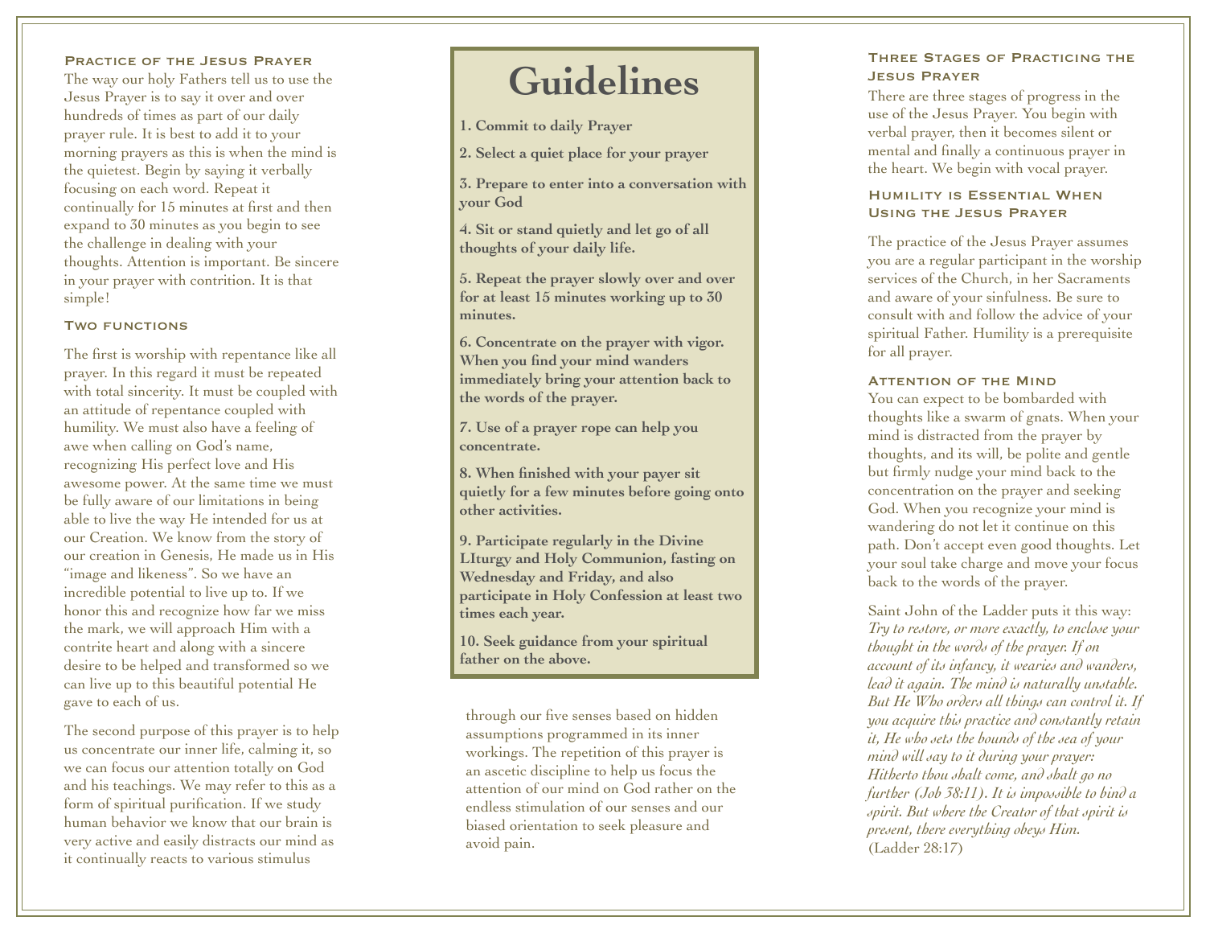### Practice of the Jesus Prayer

The way our holy Fathers tell us to use the Jesus Prayer is to say it over and over hundreds of times as part of our daily prayer rule. It is best to add it to your morning prayers as this is when the mind is the quietest. Begin by saying it verbally focusing on each word. Repeat it continually for 15 minutes at first and then expand to 30 minutes as you begin to see the challenge in dealing with your thoughts. Attention is important. Be sincere in your prayer with contrition. It is that simple!

### Two functions

The first is worship with repentance like all prayer. In this regard it must be repeated with total sincerity. It must be coupled with an attitude of repentance coupled with humility. We must also have a feeling of awe when calling on God's name, recognizing His perfect love and His awesome power. At the same time we must be fully aware of our limitations in being able to live the way He intended for us at our Creation. We know from the story of our creation in Genesis, He made us in His "image and likeness". So we have an incredible potential to live up to. If we honor this and recognize how far we miss the mark, we will approach Him with a contrite heart and along with a sincere desire to be helped and transformed so we can live up to this beautiful potential He gave to each of us.

The second purpose of this prayer is to help us concentrate our inner life, calming it, so we can focus our attention totally on God and his teachings. We may refer to this as a form of spiritual purification. If we study human behavior we know that our brain is very active and easily distracts our mind as it continually reacts to various stimulus through our five senses based on hidden assumptions programmed in its inner workings. The repetition of this prayer is an ascetic discipline to help us focus the attention of our mind on God rather on the endless stimulation of our senses and our biased orientation to seek pleasure and avoid pain.

# Guidelines

**1. Commit to daily Prayer**

**2. Select a quiet place for your prayer**

**3. Prepare to enter into a conversation with your God**

**4. Sit or stand quietly and let go of all thoughts of your daily life.**

**5. Repeat the prayer slowly over and over for at least 15 minutes working up to 30 minutes.**

**6. Concentrate on the prayer with vigor. When you find your mind wanders immediately bring your attention back to the words of the prayer.**

**7. Use of a prayer rope can help you concentrate.**

**8. When finished with your payer sit quietly for a few minutes before going onto other activities.**

**9. Participate regularly in the Divine LIturgy and Holy Communion, fasting on Wednesday and Friday, and also participate in Holy Confession at least two times each year.**

**10. Seek guidance from your spiritual father on the above.**

### Three Stages of Practicing the Jesus Prayer

There are three stages of progress in the use of the Jesus Prayer. You begin with verbal prayer, then it becomes silent or mental and finally a continuous prayer in the heart. We begin with vocal prayer.

### Humility is Essential When Using the Jesus Prayer

The practice of the Jesus Prayer assumes you are a regular participant in the worship services of the Church, in her Sacraments and aware of your sinfulness. Be sure to consult with and follow the advice of your spiritual Father. Humility is a prerequisite for all prayer.

### Attention of the Mind

You can expect to be bombarded with thoughts like a swarm of gnats. When your mind is distracted from the prayer by thoughts, and its will, be polite and gentle but firmly nudge your mind back to the concentration on the prayer and seeking God. When you recognize your mind is wandering do not let it continue on this path. Don't accept even good thoughts. Let your soul take charge and move your focus back to the words of the prayer.

Saint John of the Ladder puts it this way: *Try to restore, or more exactly, to enclose your thought in the words of the prayer. If on account of its infancy, it wearies and wanders, lead it again. The mind is naturally unstable. But He Who orders all things can control it. If you acquire this practice and constantly retain it, He who sets the bounds of the sea of your mind will say to it during your prayer: Hitherto thou shalt come, and shalt go no further (Job 38:11). It is impossible to bind a spirit. But where the Creator of that spirit is present, there everything obeys Him.* (Ladder 28:17)